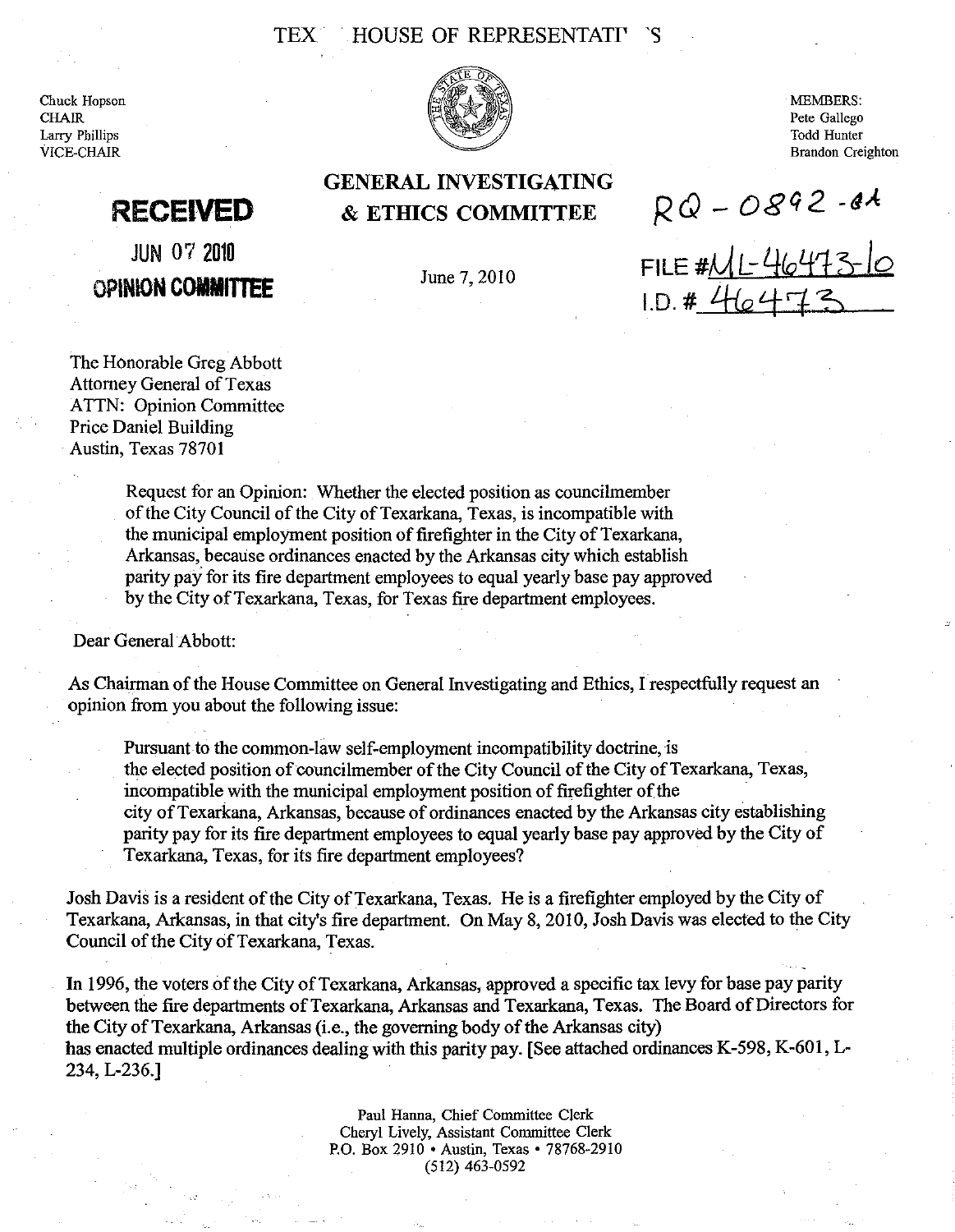TEX HOUSE OF REPRESENTATI S

Chuck Hopson
CHAIR
Larry Phillips
VICE-CHAIR

MEMBERS:
Pete Gallego
Todd Hunter
Brandon Creighton

**RECEIVED**

**JUN 07 2010**

**OPINION COMMITTEE**

## GENERAL INVESTIGATING & ETHICS COMMITTEE

RQ - 0892 -GA

FILE #ML-46473-10
I.D. # 46473

June 7, 2010

The Honorable Greg Abbott
Attorney General of Texas
ATTN: Opinion Committee
Price Daniel Building
Austin, Texas 78701

> Request for an Opinion: Whether the elected position as councilmember of the City Council of the City of Texarkana, Texas, is incompatible with the municipal employment position of firefighter in the City of Texarkana, Arkansas, because ordinances enacted by the Arkansas city which establish parity pay for its fire department employees to equal yearly base pay approved by the City of Texarkana, Texas, for Texas fire department employees.

Dear General Abbott:

As Chairman of the House Committee on General Investigating and Ethics, I respectfully request an opinion from you about the following issue:

> Pursuant to the common-law self-employment incompatibility doctrine, is the elected position of councilmember of the City Council of the City of Texarkana, Texas, incompatible with the municipal employment position of firefighter of the city of Texarkana, Arkansas, because of ordinances enacted by the Arkansas city establishing parity pay for its fire department employees to equal yearly base pay approved by the City of Texarkana, Texas, for its fire department employees?

Josh Davis is a resident of the City of Texarkana, Texas. He is a firefighter employed by the City of Texarkana, Arkansas, in that city's fire department. On May 8, 2010, Josh Davis was elected to the City Council of the City of Texarkana, Texas.

In 1996, the voters of the City of Texarkana, Arkansas, approved a specific tax levy for base pay parity between the fire departments of Texarkana, Arkansas and Texarkana, Texas. The Board of Directors for the City of Texarkana, Arkansas (i.e., the governing body of the Arkansas city) has enacted multiple ordinances dealing with this parity pay. [See attached ordinances K-598, K-601, L-234, L-236.]

Paul Hanna, Chief Committee Clerk
Cheryl Lively, Assistant Committee Clerk
P.O. Box 2910 • Austin, Texas • 78768-2910
(512) 463-0592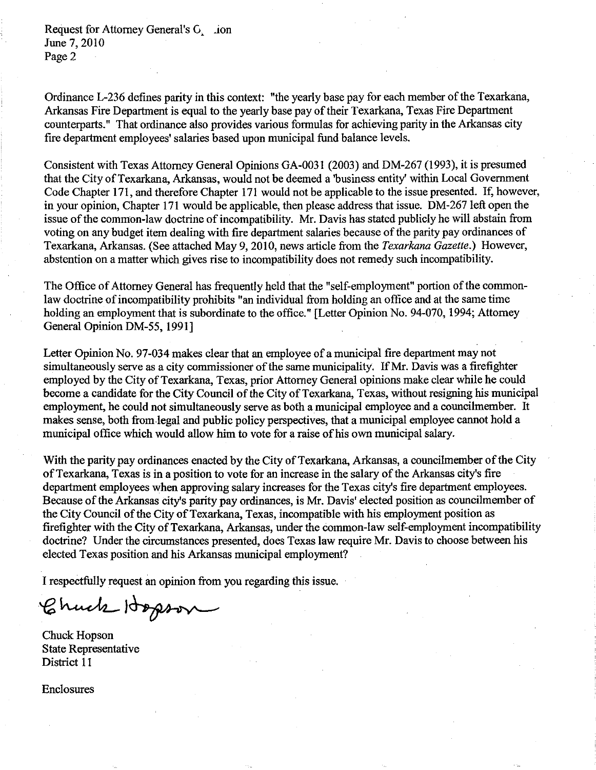Ordinance L-236 defines parity in this context: "the yearly base pay for each member of the Texarkana, Arkansas Fire Department is equal to the yearly base pay of their Texarkana, Texas Fire Department counterparts." That ordinance also provides various formulas for achieving parity in the Arkansas city fire department employees' salaries based upon municipal fund balance levels.

Consistent with Texas Attorney General Opinions GA-0031 (2003) and DM-267 (1993), it is presumed that the City of Texarkana, Arkansas, would not be deemed a 'business entity' within Local Government Code Chapter 171, and therefore Chapter 171 would not be applicable to the issue presented. If, however, in your opinion, Chapter 171 would be applicable, then please address that issue. DM-267 left open the issue of the common-law doctrine of incompatibility. Mr. Davis has stated publicly he will abstain from voting on any budget item dealing with fire department salaries because of the parity pay ordinances of Texarkana, Arkansas. (See attached May 9, 2010, news article from the *Texarkana Gazette*.) However, abstention on a matter which gives rise to incompatibility does not remedy such incompatibility.

The Office of Attorney General has frequently held that the "self-employment" portion of the common-law doctrine of incompatibility prohibits "an individual from holding an office and at the same time holding an employment that is subordinate to the office." [Letter Opinion No. 94-070, 1994; Attorney General Opinion DM-55, 1991]

Letter Opinion No. 97-034 makes clear that an employee of a municipal fire department may not simultaneously serve as a city commissioner of the same municipality. If Mr. Davis was a firefighter employed by the City of Texarkana, Texas, prior Attorney General opinions make clear while he could become a candidate for the City Council of the City of Texarkana, Texas, without resigning his municipal employment, he could not simultaneously serve as both a municipal employee and a councilmember. It makes sense, both from legal and public policy perspectives, that a municipal employee cannot hold a municipal office which would allow him to vote for a raise of his own municipal salary.

With the parity pay ordinances enacted by the City of Texarkana, Arkansas, a councilmember of the City of Texarkana, Texas is in a position to vote for an increase in the salary of the Arkansas city's fire department employees when approving salary increases for the Texas city's fire department employees. Because of the Arkansas city's parity pay ordinances, is Mr. Davis' elected position as councilmember of the City Council of the City of Texarkana, Texas, incompatible with his employment position as firefighter with the City of Texarkana, Arkansas, under the common-law self-employment incompatibility doctrine? Under the circumstances presented, does Texas law require Mr. Davis to choose between his elected Texas position and his Arkansas municipal employment?

I respectfully request an opinion from you regarding this issue.

Chuck Hopson

Chuck Hopson
State Representative
District 11

Enclosures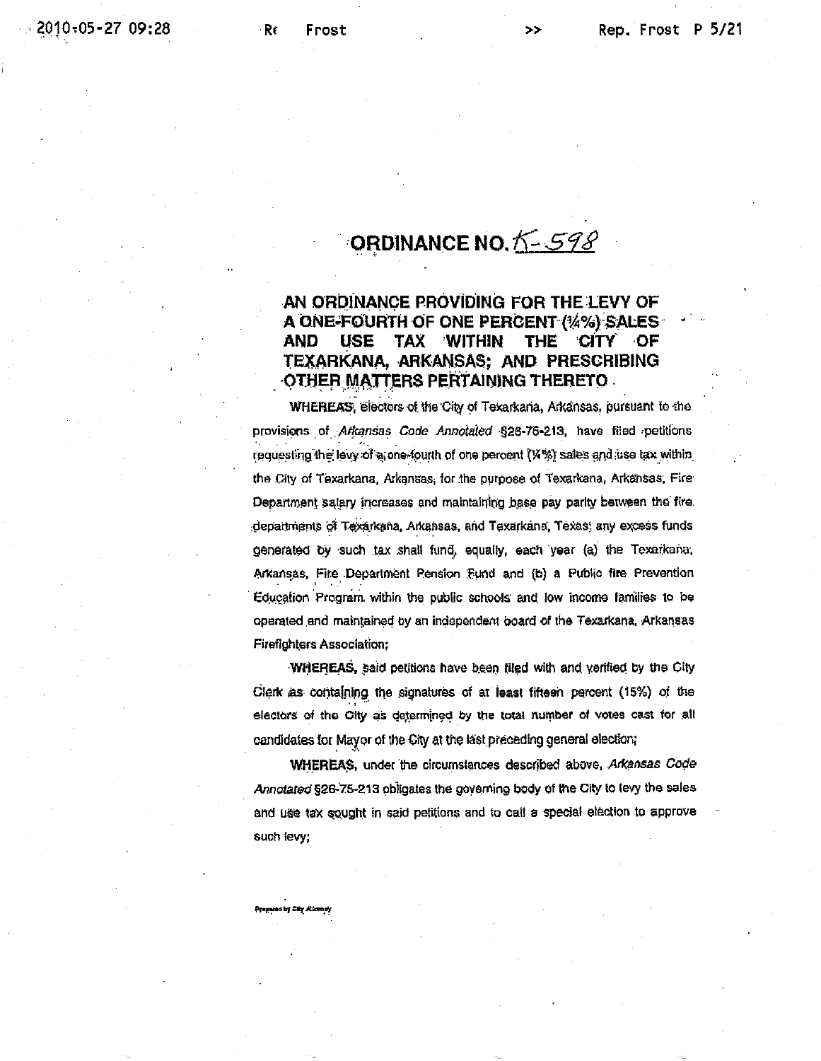# ORDINANCE NO. K-598

## AN ORDINANCE PROVIDING FOR THE LEVY OF A ONE-FOURTH OF ONE PERCENT (¼%) SALES AND USE TAX WITHIN THE CITY OF TEXARKANA, ARKANSAS; AND PRESCRIBING OTHER MATTERS PERTAINING THERETO

**WHEREAS**, electors of the City of Texarkana, Arkansas, pursuant to the provisions of *Arkansas Code Annotated* §26-75-213, have filed petitions requesting the levy of a one-fourth of one percent (¼%) sales and use tax within the City of Texarkana, Arkansas, for the purpose of Texarkana, Arkansas, Fire Department salary increases and maintaining base pay parity between the fire departments of Texarkana, Arkansas, and Texarkana, Texas; any excess funds generated by such tax shall fund, equally, each year (a) the Texarkana, Arkansas, Fire Department Pension Fund and (b) a Public fire Prevention Education Program within the public schools and low income families to be operated and maintained by an independent board of the Texarkana, Arkansas Firefighters Association;

**WHEREAS**, said petitions have been filed with and verified by the City Clerk as containing the signatures of at least fifteen percent (15%) of the electors of the City as determined by the total number of votes cast for all candidates for Mayor of the City at the last preceding general election;

**WHEREAS**, under the circumstances described above, *Arkansas Code Annotated* §26-75-213 obligates the governing body of the City to levy the sales and use tax sought in said petitions and to call a special election to approve such levy;

Prepared by City Attorney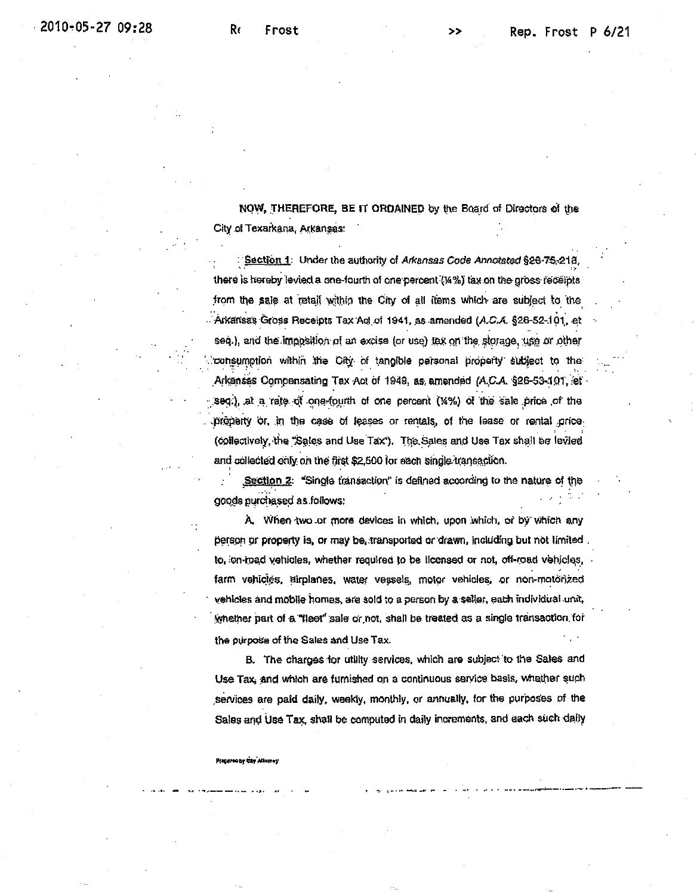**NOW, THEREFORE, BE IT ORDAINED** by the Board of Directors of the City of Texarkana, Arkansas:

**Section 1**: Under the authority of *Arkansas Code Annotated* §26-75-218, there is hereby levied a one-fourth of one percent (¼%) tax on the gross receipts from the sale at retail within the City of all items which are subject to the Arkansas Gross Receipts Tax Act of 1941, as amended (*A.C.A.* §26-52-101, et seq.), and the imposition of an excise (or use) tax on the storage, use or other consumption within the City of tangible personal property subject to the Arkansas Compensating Tax Act of 1949, as amended (*A.C.A.* §26-53-101, et seq.), at a rate of one-fourth of one percent (¼%) of the sale price of the property or, in the case of leases or rentals, of the lease or rental price (collectively, the "Sales and Use Tax"). The Sales and Use Tax shall be levied and collected only on the first $2,500 for each single transaction.

**Section 2**: "Single transaction" is defined according to the nature of the goods purchased as follows:

A. When two or more devices in which, upon which, or by which any person or property is, or may be, transported or drawn, including but not limited to, on-road vehicles, whether required to be licensed or not, off-road vehicles, farm vehicles, airplanes, water vessels, motor vehicles, or non-motorized vehicles and mobile homes, are sold to a person by a seller, each individual unit, whether part of a "fleet" sale or not, shall be treated as a single transaction for the purpose of the Sales and Use Tax.

B. The charges for utility services, which are subject to the Sales and Use Tax, and which are furnished on a continuous service basis, whether such services are paid daily, weekly, monthly, or annually, for the purposes of the Sales and Use Tax, shall be computed in daily increments, and each such daily

Prepared by City Attorney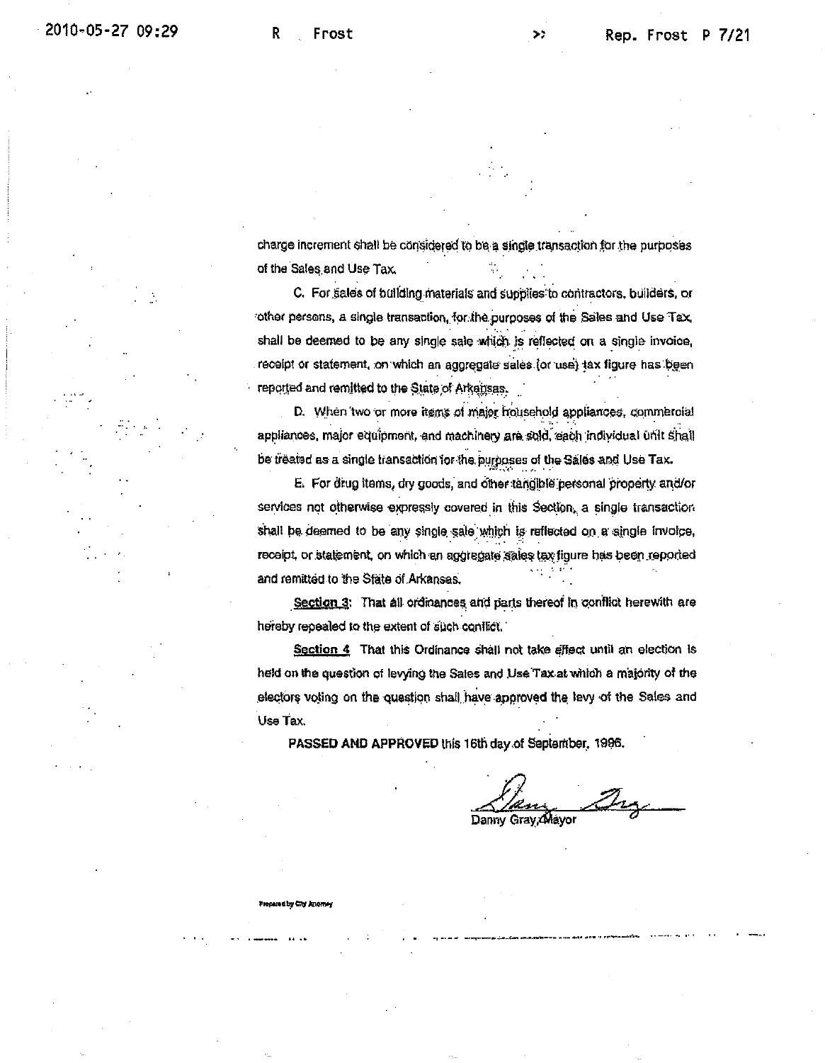charge increment shall be considered to be a single transaction for the purposes of the Sales and Use Tax.

C. For sales of building materials and supplies to contractors, builders, or other persons, a single transaction, for the purposes of the Sales and Use Tax, shall be deemed to be any single sale which is reflected on a single invoice, receipt or statement, on which an aggregate sales (or use) tax figure has been reported and remitted to the State of Arkansas.

D. When two or more items of major household appliances, commercial appliances, major equipment, and machinery are sold, each individual unit shall be treated as a single transaction for the purposes of the Sales and Use Tax.

E. For drug items, dry goods, and other tangible personal property and/or services not otherwise expressly covered in this Section, a single transaction shall be deemed to be any single sale which is reflected on a single invoice, receipt, or statement, on which an aggregate sales tax figure has been reported and remitted to the State of Arkansas.

**Section 3**: That all ordinances and parts thereof in conflict herewith are hereby repealed to the extent of such conflict.

**Section 4** That this Ordinance shall not take effect until an election is held on the question of levying the Sales and Use Tax at which a majority of the electors voting on the question shall have approved the levy of the Sales and Use Tax.

**PASSED AND APPROVED** this 16th day of September, 1996.

Danny Gray, Mayor

Prepared by City Attorney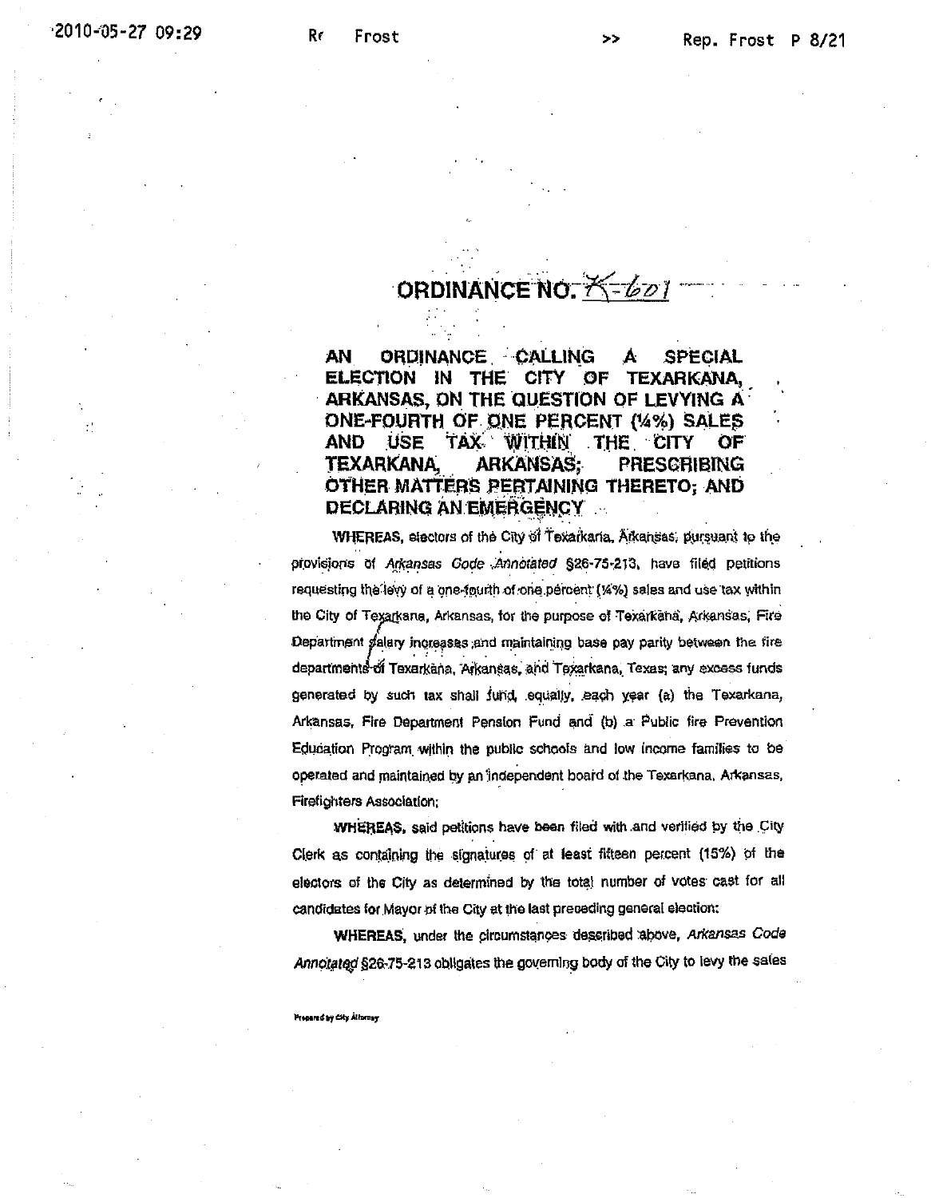# ORDINANCE NO. K-601

**AN ORDINANCE CALLING A SPECIAL ELECTION IN THE CITY OF TEXARKANA, ARKANSAS, ON THE QUESTION OF LEVYING A ONE-FOURTH OF ONE PERCENT (¼%) SALES AND USE TAX WITHIN THE CITY OF TEXARKANA, ARKANSAS; PRESCRIBING OTHER MATTERS PERTAINING THERETO; AND DECLARING AN EMERGENCY**

**WHEREAS**, electors of the City of Texarkana, Arkansas, pursuant to the provisions of *Arkansas Code Annotated* §26-75-213, have filed petitions requesting the levy of a one-fourth of one percent (¼%) sales and use tax within the City of Texarkana, Arkansas, for the purpose of Texarkana, Arkansas, Fire Department salary increases and maintaining base pay parity between the fire departments of Texarkana, Arkansas, and Texarkana, Texas; any excess funds generated by such tax shall fund, equally, each year (a) the Texarkana, Arkansas, Fire Department Pension Fund and (b) a Public fire Prevention Education Program within the public schools and low income families to be operated and maintained by an independent board of the Texarkana, Arkansas, Firefighters Association;

**WHEREAS**, said petitions have been filed with and verified by the City Clerk as containing the signatures of at least fifteen percent (15%) of the electors of the City as determined by the total number of votes cast for all candidates for Mayor of the City at the last preceding general election:

**WHEREAS**, under the circumstances described above, *Arkansas Code Annotated* §26-75-213 obligates the governing body of the City to levy the sales

Prepared by City Attorney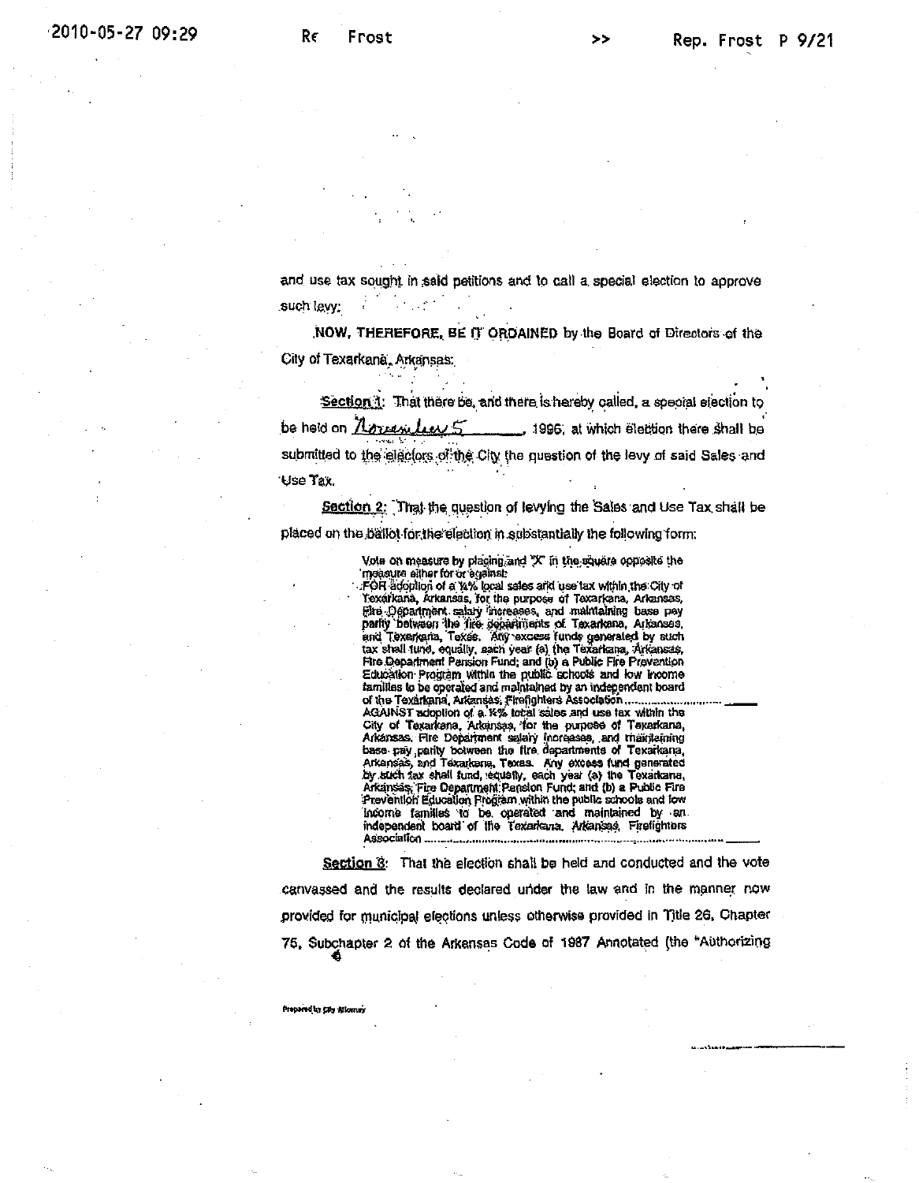and use tax sought in said petitions and to call a special election to approve such levy;

**NOW, THEREFORE, BE IT ORDAINED** by the Board of Directors of the City of Texarkana, Arkansas:

**Section 1:** That there be, and there is hereby called, a special election to be held on *November 5*, 1996, at which election there shall be submitted to the electors of the City the question of the levy of said Sales and Use Tax.

**Section 2:** That the question of levying the Sales and Use Tax shall be placed on the ballot for the election in substantially the following form:

> Vote on measure by placing and "X" in the square opposite the measure either for or against:
>
> FOR adoption of a ¼% local sales and use tax within the City of Texarkana, Arkansas, for the purpose of Texarkana, Arkansas, Fire Department salary increases, and maintaining base pay parity between the fire departments of Texarkana, Arkansas, and Texarkana, Texas. Any excess funds generated by such tax shall fund, equally, each year (a) the Texarkana, Arkansas, Fire Department Pension Fund; and (b) a Public Fire Prevention Education Program within the public schools and low income families to be operated and maintained by an independent board of the Texarkana, Arkansas, Firefighters Association .............................. ______
>
> AGAINST adoption of a ¼% local sales and use tax within the City of Texarkana, Arkansas, for the purpose of Texarkana, Arkansas, Fire Department salary increases, and maintaining base pay parity between the fire departments of Texarkana, Arkansas, and Texarkana, Texas. Any excess fund generated by such tax shall fund, equally, each year (a) the Texarkana, Arkansas, Fire Department Pension Fund; and (b) a Public Fire Prevention Education Program within the public schools and low income families to be operated and maintained by an independent board of the Texarkana, Arkansas, Firefighters Association .............................................................. ______

**Section 3:** That the election shall be held and conducted and the vote canvassed and the results declared under the law and in the manner now provided for municipal elections unless otherwise provided in Title 26, Chapter 75, Subchapter 2 of the Arkansas Code of 1987 Annotated (the "Authorizing

Prepared by City Attorney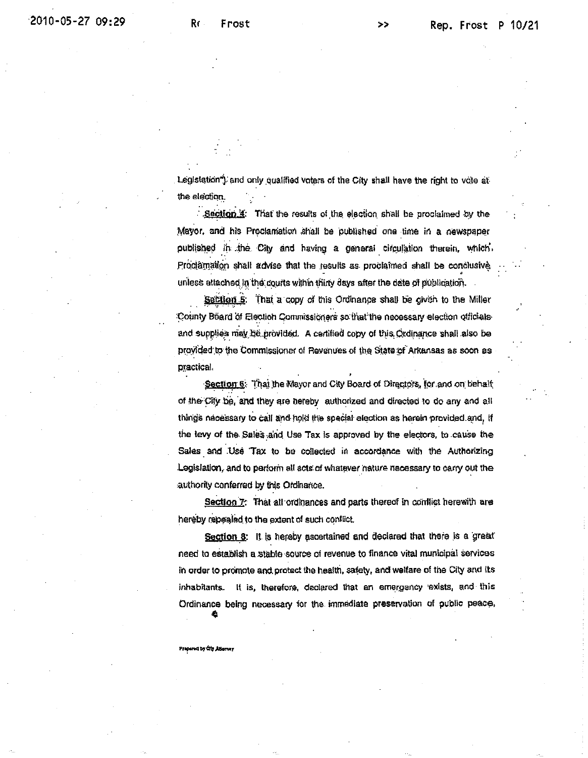Legislation") and only qualified voters of the City shall have the right to vote at the election.

**Section 4**: That the results of the election shall be proclaimed by the Mayor, and his Proclamation shall be published one time in a newspaper published in the City and having a general circulation therein, which Proclamation shall advise that the results as proclaimed shall be conclusive unless attached in the courts within thirty days after the date of publication.

**Section 5**: That a copy of this Ordinance shall be given to the Miller County Board of Election Commissioners so that the necessary election officials and supplies may be provided. A certified copy of this Ordinance shall also be provided to the Commissioner of Revenues of the State of Arkansas as soon as practical.

**Section 6**: That the Mayor and City Board of Directors, for and on behalf of the City be, and they are hereby authorized and directed to do any and all things necessary to call and hold the special election as herein provided and, if the levy of the Sales and Use Tax is approved by the electors, to cause the Sales and Use Tax to be collected in accordance with the Authorizing Legislation, and to perform all acts of whatever nature necessary to carry out the authority conferred by this Ordinance.

**Section 7**: That all ordinances and parts thereof in conflict herewith are hereby repealed to the extent of such conflict.

**Section 8**: It is hereby ascertained and declared that there is a great need to establish a stable source of revenue to finance vital municipal services in order to promote and protect the health, safety, and welfare of the City and its inhabitants. It is, therefore, declared that an emergency exists, and this Ordinance being necessary for the immediate preservation of public peace,

Prepared by City Attorney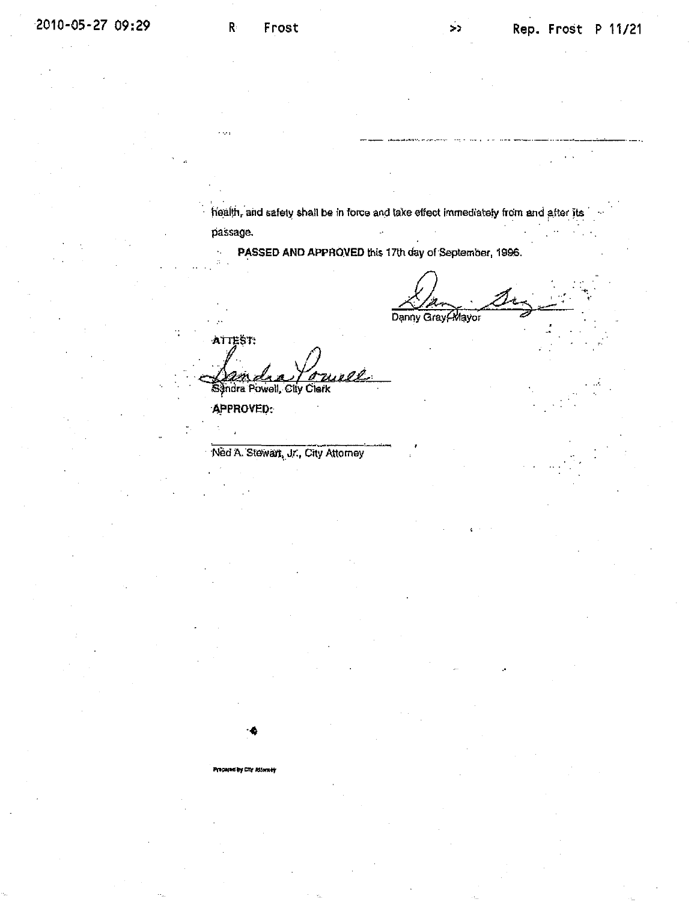health, and safety shall be in force and take effect immediately from and after its passage.

**PASSED AND APPROVED** this 17th day of September, 1996.

Danny Gray, Mayor

**ATTEST:**

Sandra Powell, City Clerk

**APPROVED:**

Ned A. Stewart, Jr., City Attorney

Prepared by City Attorney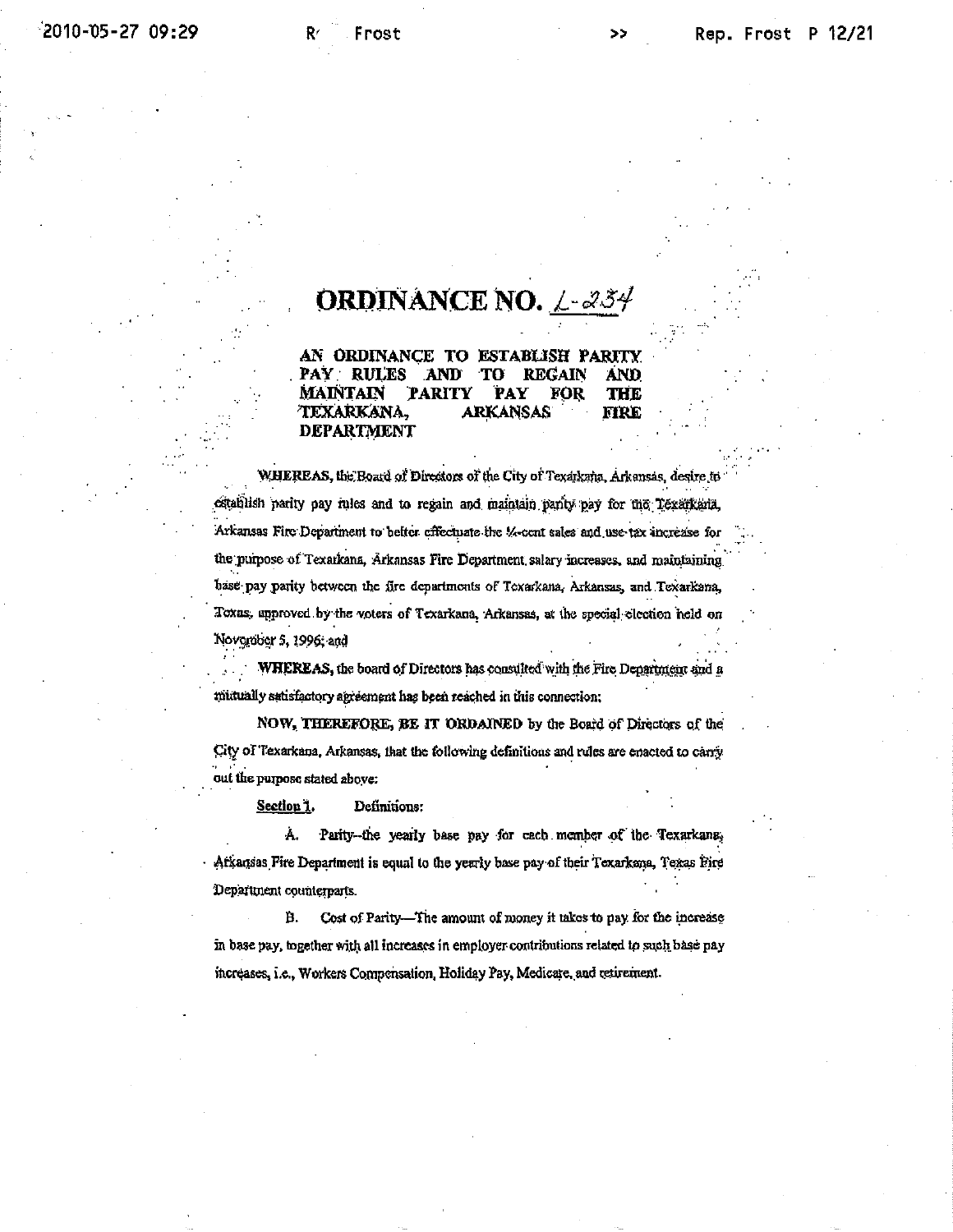# ORDINANCE NO. L-234

**AN ORDINANCE TO ESTABLISH PARITY PAY RULES AND TO REGAIN AND MAINTAIN PARITY PAY FOR THE TEXARKANA, ARKANSAS FIRE DEPARTMENT**

**WHEREAS,** the Board of Directors of the City of Texarkana, Arkansas, desire to establish parity pay rules and to regain and maintain parity pay for the Texarkana, Arkansas Fire Department to better effectuate the ¼-cent sales and use tax increase for the purpose of Texarkana, Arkansas Fire Department salary increases, and maintaining base pay parity between the fire departments of Texarkana, Arkansas, and Texarkana, Texas, approved by the voters of Texarkana, Arkansas, at the special election held on November 5, 1996; and

**WHEREAS,** the board of Directors has consulted with the Fire Department and a mutually satisfactory agreement has been reached in this connection;

**NOW, THEREFORE, BE IT ORDAINED** by the Board of Directors of the City of Texarkana, Arkansas, that the following definitions and rules are enacted to carry out the purpose stated above:

<u>Section 1.</u> Definitions:

A. Parity--the yearly base pay for each member of the Texarkana, Arkansas Fire Department is equal to the yearly base pay of their Texarkana, Texas Fire Department counterparts.

B. Cost of Parity—The amount of money it takes to pay for the increase in base pay, together with all increases in employer contributions related to such base pay increases, i.e., Workers Compensation, Holiday Pay, Medicare, and retirement.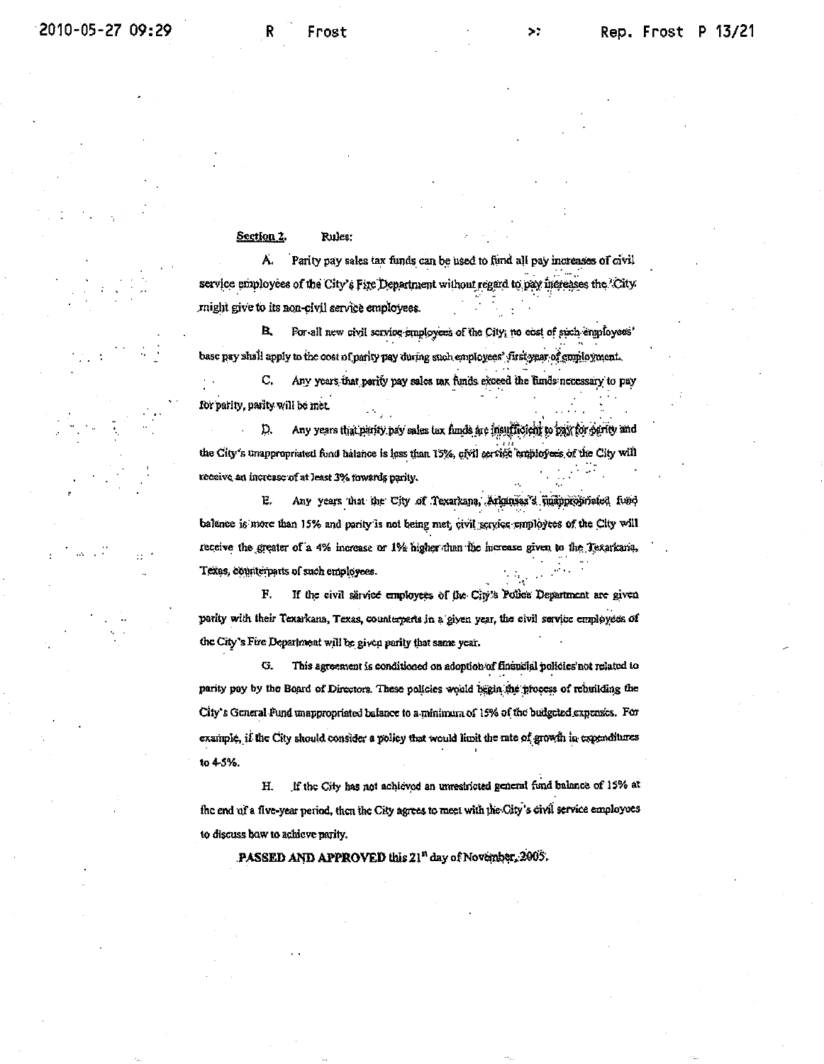**Section 2.** Rules:

A. Parity pay sales tax funds can be used to fund all pay increases of civil service employees of the City's Fire Department without regard to pay increases the City might give to its non-civil service employees.

B. For all new civil service employees of the City, no cost of such employees' base pay shall apply to the cost of parity pay during such employees' first year of employment.

C. Any years that parity pay sales tax funds exceed the funds necessary to pay for parity, parity will be met.

D. Any years that parity pay sales tax funds are insufficient to pay for parity and the City's unappropriated fund balance is less than 15%, civil service employees of the City will receive an increase of at least 3% towards parity.

E. Any years that the City of Texarkana, Arkansas's unappropriated fund balance is more than 15% and parity is not being met, civil service employees of the City will receive the greater of a 4% increase or 1% higher than the increase given to the Texarkana, Texas, counterparts of such employees.

F. If the civil service employees of the City's Police Department are given parity with their Texarkana, Texas, counterparts in a given year, the civil service employees of the City's Fire Department will be given parity that same year.

G. This agreement is conditioned on adoption of financial policies not related to parity pay by the Board of Directors. These policies would begin the process of rebuilding the City's General Fund unappropriated balance to a minimum of 15% of the budgeted expenses. For example, if the City should consider a policy that would limit the rate of growth in expenditures to 4-5%.

H. If the City has not achieved an unrestricted general fund balance of 15% at the end of a five-year period, then the City agrees to meet with the City's civil service employees to discuss how to achieve parity.

**PASSED AND APPROVED** this 21st day of November, 2005.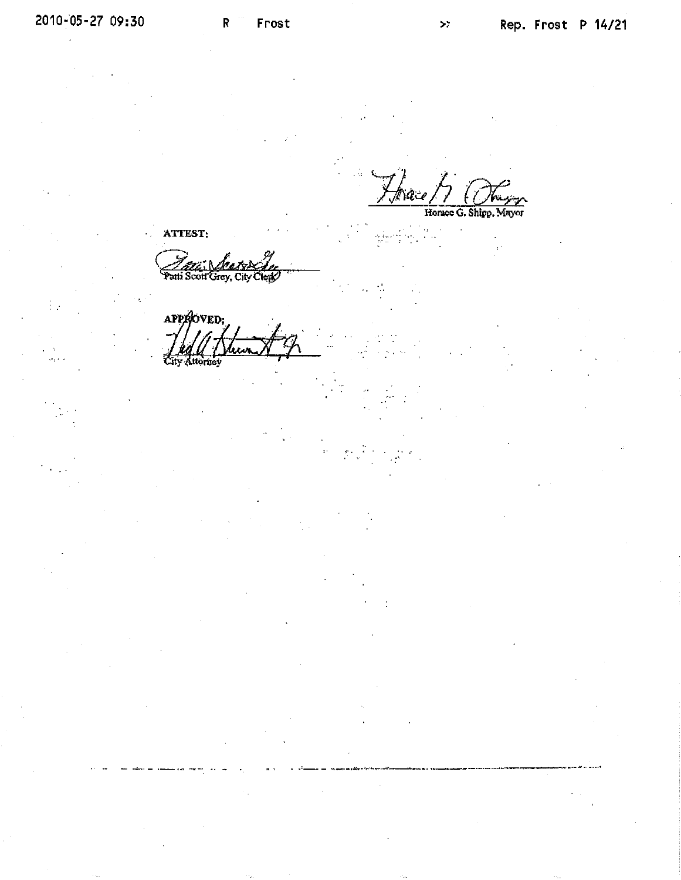Horace G. Shipp, Mayor

**ATTEST:**

Patti Scott Grey, City Clerk

**APPROVED:**

City Attorney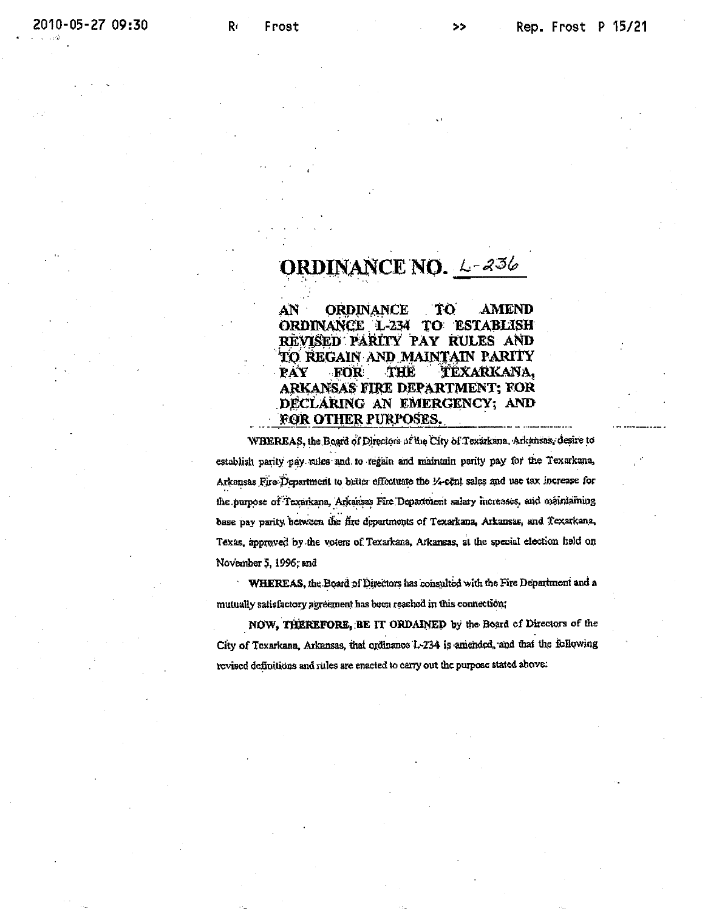# ORDINANCE NO. L-236

**AN ORDINANCE TO AMEND ORDINANCE L-234 TO ESTABLISH REVISED PARITY PAY RULES AND TO REGAIN AND MAINTAIN PARITY PAY FOR THE TEXARKANA, ARKANSAS FIRE DEPARTMENT; FOR DECLARING AN EMERGENCY; AND FOR OTHER PURPOSES.**

**WHEREAS**, the Board of Directors of the City of Texarkana, Arkansas, desire to establish parity pay rules and to regain and maintain parity pay for the Texarkana, Arkansas Fire Department to better effectuate the ¼-cent sales and use tax increase for the purpose of Texarkana, Arkansas Fire Department salary increases, and maintaining base pay parity between the fire departments of Texarkana, Arkansas, and Texarkana, Texas, approved by the voters of Texarkana, Arkansas, at the special election held on November 5, 1996; and

**WHEREAS**, the Board of Directors has consulted with the Fire Department and a mutually satisfactory agreement has been reached in this connection;

**NOW, THEREFORE, BE IT ORDAINED** by the Board of Directors of the City of Texarkana, Arkansas, that ordinance L-234 is amended, and that the following revised definitions and rules are enacted to carry out the purpose stated above: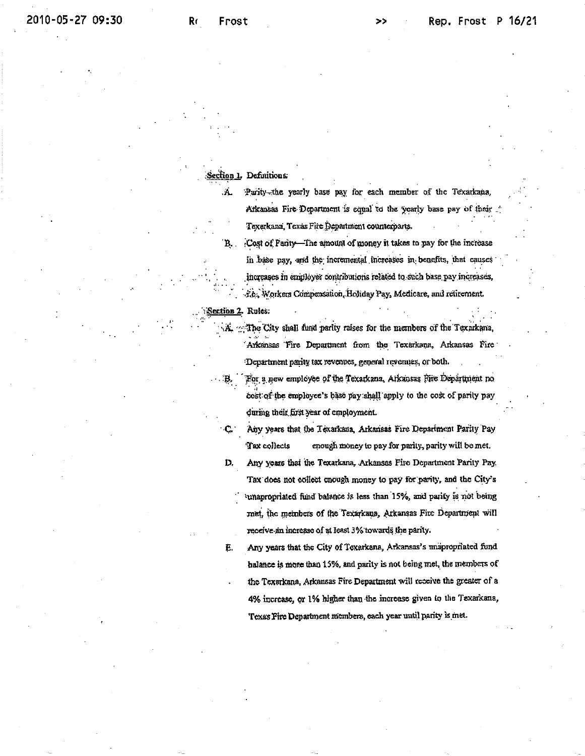**Section 1.** Definitions:

A. Parity—the yearly base pay for each member of the Texarkana, Arkansas Fire Department is equal to the yearly base pay of their Texarkana, Texas Fire Department counterparts.

B. Cost of Parity—The amount of money it takes to pay for the increase in base pay, and the incremental increases in benefits, that causes increases in employer contributions related to such base pay increases, i.e., Workers Compensation, Holiday Pay, Medicare, and retirement.

**Section 2.** Rules:

A. The City shall fund parity raises for the members of the Texarkana, Arkansas Fire Department from the Texarkana, Arkansas Fire Department parity tax revenues, general revenues, or both.

B. For a new employee of the Texarkana, Arkansas Fire Department no cost of the employee's base pay shall apply to the cost of parity pay during their first year of employment.

C. Any years that the Texarkana, Arkansas Fire Department Parity Pay Tax collects enough money to pay for parity, parity will be met.

D. Any years that the Texarkana, Arkansas Fire Department Parity Pay Tax does not collect enough money to pay for parity, and the City's unapropriated fund balance is less than 15%, and parity is not being met, the members of the Texarkana, Arkansas Fire Department will receive an increase of at least 3% towards the parity.

E. Any years that the City of Texarkana, Arkansas's unapropriated fund balance is more than 15%, and parity is not being met, the members of the Texarkana, Arkansas Fire Department will receive the greater of a 4% increase, or 1% higher than the increase given to the Texarkana, Texas Fire Department members, each year until parity is met.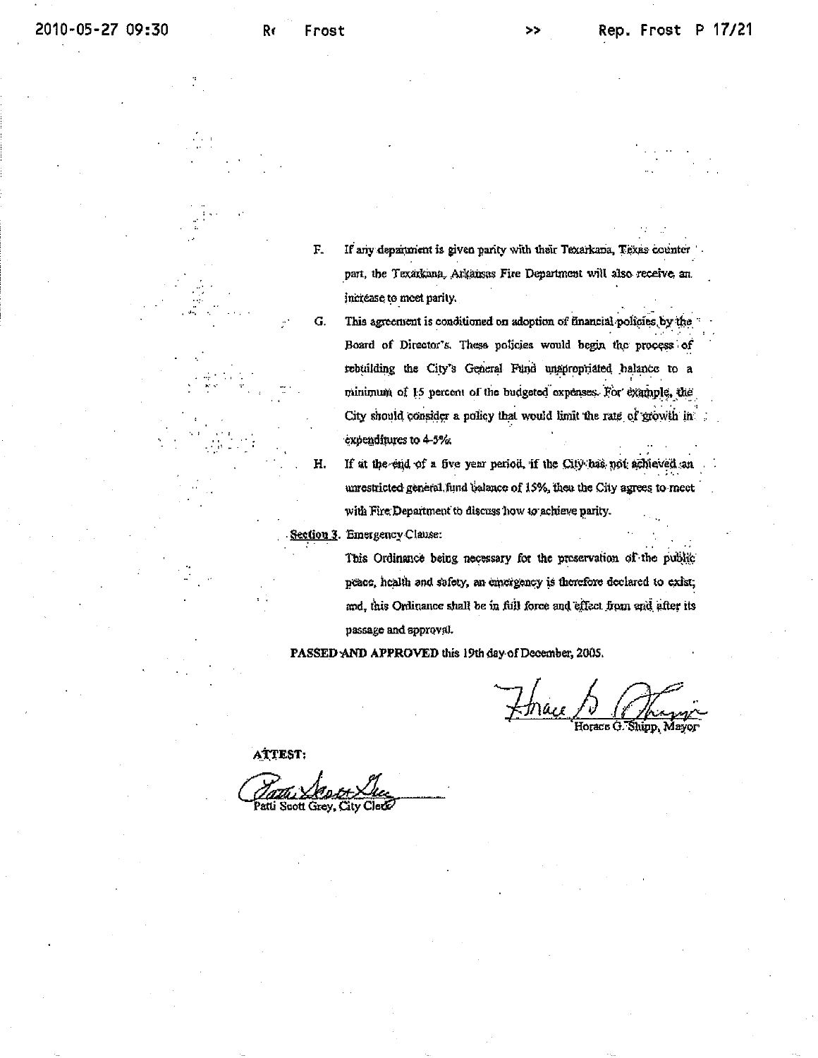F. If any department is given parity with their Texarkana, Texas counter part, the Texarkana, Arkansas Fire Department will also receive an increase to meet parity.

G. This agreement is conditioned on adoption of financial policies by the Board of Director's. These policies would begin the process of rebuilding the City's General Fund unappropriated balance to a minimum of 15 percent of the budgeted expenses. For example, the City should consider a policy that would limit the rate of growth in expenditures to 4-5%.

H. If at the end of a five year period, if the City has not achieved an unrestricted general fund balance of 15%, then the City agrees to meet with Fire Department to discuss how to achieve parity.

Section 3. Emergency Clause:

This Ordinance being necessary for the preservation of the public peace, health and safety, an emergency is therefore declared to exist; and, this Ordinance shall be in full force and effect from and after its passage and approval.

**PASSED AND APPROVED** this 19th day of December, 2005.

Horace G. Shipp, Mayor

ATTEST:

Patti Scott Grey, City Clerk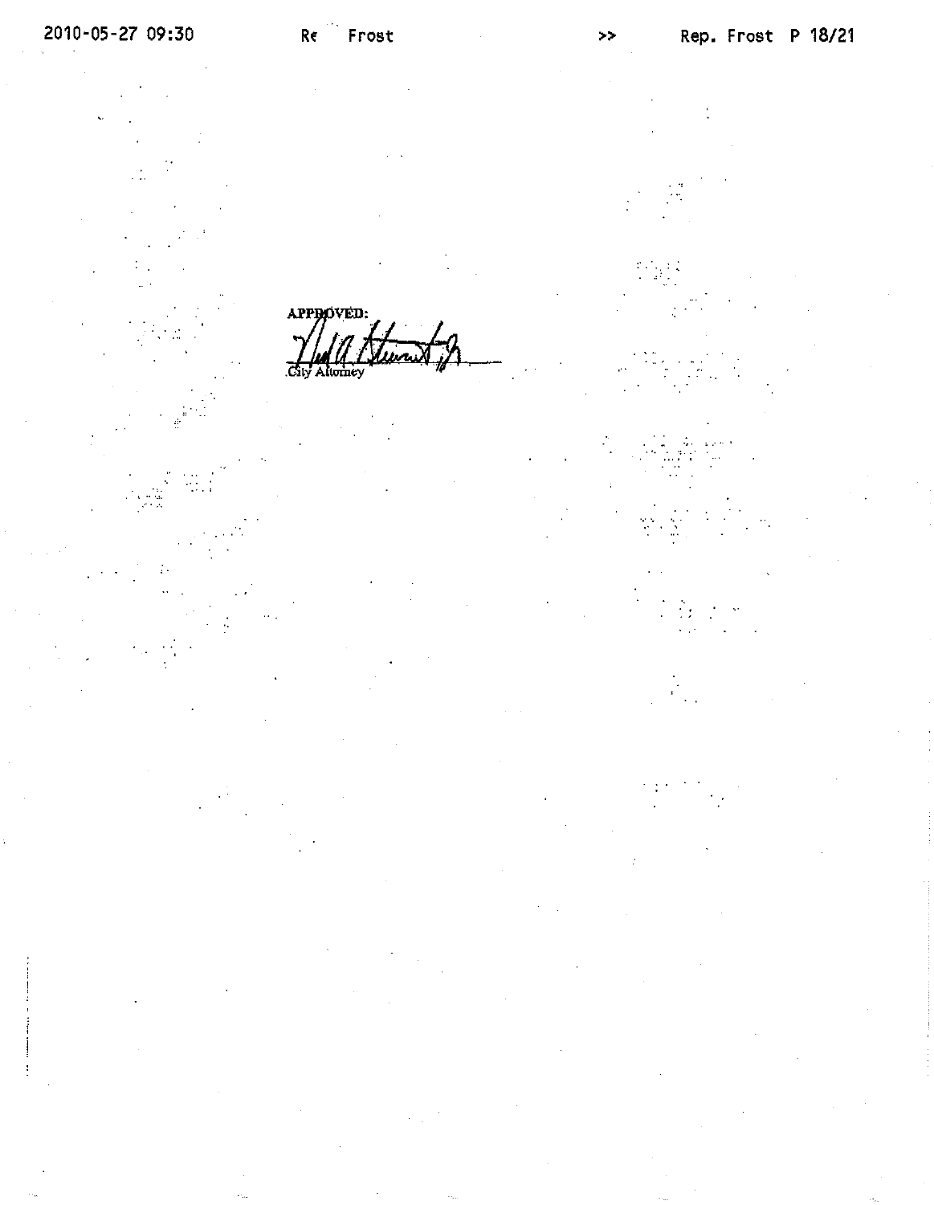APPROVED:

City Attorney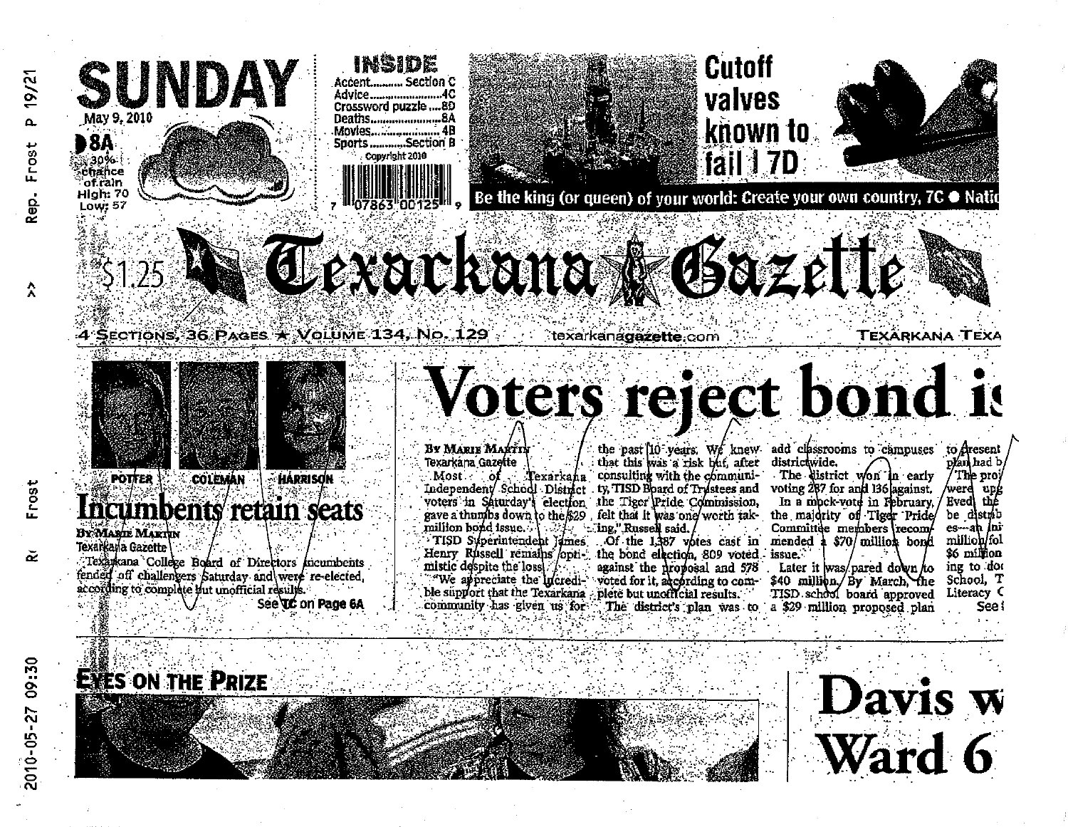# SUNDAY

May 9, 2010

8A

30% chance of rain
High: 70
Low: 57

**INSIDE**

Accent.......... Section C
Advice.......................4C
Crossword puzzle ....8D
Deaths......................8A
Movies......................4B
Sports........... Section B

Copyright 2010

7 07863 00125 9

**Cutoff valves known to fail | 7D**

Be the king (or queen) of your world: Create your own country, 7C ● Natic

$1.25

# Texarkana Gazette

4 SECTIONS, 36 PAGES ★ VOLUME 134, NO. 129 texarkanagazette.com TEXARKANA TEXA

POTTER COLEMAN HARRISON

## Incumbents retain seats

BY MARIE MARTIN
Texarkana Gazette

Texarkana College Board of Directors incumbents fended off challengers Saturday and were re-elected, according to complete but unofficial results.

See TC on Page 6A

## Voters reject bond is

BY MARIE MARTIN
Texarkana Gazette

Most of Texarkana Independent School District voters in Saturday's election gave a thumbs down to the $29 million bond issue.

TISD Superintendent James Henry Russell remains optimistic despite the loss.

"We appreciate the incredible support that the Texarkana community has given us for the past 10 years. We knew that this was a risk but, after consulting with the community, TISD Board of Trustees and the Tiger Pride Commission, felt that it was one worth taking," Russell said.

Of the 1,387 votes cast in the bond election, 809 voted against the proposal and 578 voted for it, according to complete but unofficial results.

The district's plan was to add classrooms to campuses districtwide.

The district won in early voting 287 for and 136 against.

In a mock-vote in February, the majority of Tiger Pride Committee members recommended a $70 million bond issue.

Later it was pared down to $40 million. By March, the TISD school board approved a $29 million proposed plan to present ... plan had b... The pro... were up... Eved the... be distrib... es—an ini... million fol... $6 million ... ing to doc... School, T... Literacy C...

See ...

EYES ON THE PRIZE

## Davis w... Ward 6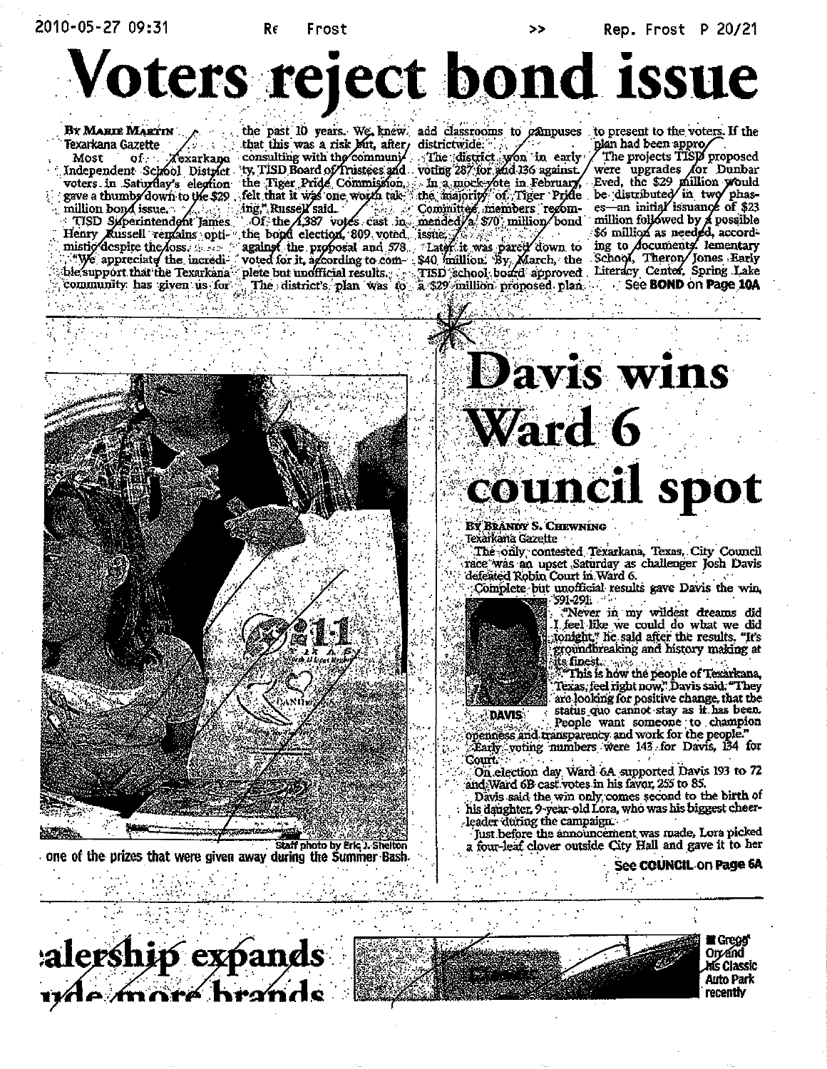# Voters reject bond issue

By Marie Martin
Texarkana Gazette

Most of Texarkana Independent School District voters in Saturday's election gave a thumbs down to the $29 million bond issue.

TISD Superintendent James Henry Russell remains optimistic despite the loss.

"We appreciate the incredible support that the Texarkana community has given us for the past 10 years. We knew that this was a risk but, after consulting with the community, TISD Board of Trustees and the Tiger Pride Commission, felt that it was one worth taking," Russell said.

Of the 1,387 votes cast in the bond election, 809 voted against the proposal and 578 voted for it, according to complete but unofficial results.

The district's plan was to add classrooms to campuses districtwide.

The district won in early voting 287 for and 136 against.

In a mock vote in February, the majority of Tiger Pride Committee members recommended a $70 million bond issue.

Later it was pared down to $40 million. By March, the TISD school board approved a $29 million proposed plan to present to the voters. If the plan had been approved.

The projects TISD proposed were upgrades for Dunbar Eved, the $29 million would be distributed in two phases—an initial issuance of $23 million followed by a possible $6 million as needed, according to documents. lementary School, Theron Jones Early Literacy Center, Spring Lake

See **BOND** on **Page 10A**

Staff photo by Eric J. Shelton

one of the prizes that were given away during the Summer Bash.

# Davis wins Ward 6 council spot

By Brandy S. Chewning
Texarkana Gazette

The only contested Texarkana, Texas, City Council race was an upset Saturday as challenger Josh Davis defeated Robin Court in Ward 6.

Complete but unofficial results gave Davis the win, 591-291.

DAVIS

"Never in my wildest dreams did I feel like we could do what we did tonight," he said after the results. "It's groundbreaking and history making at its finest.

"This is how the people of Texarkana, Texas, feel right now," Davis said. "They are looking for positive change, that the status quo cannot stay as it has been. People want someone to champion openness and transparency and work for the people."

Early voting numbers were 143 for Davis, 134 for Court.

On election day Ward 6A supported Davis 193 to 72 and Ward 6B cast votes in his favor, 255 to 85.

Davis said the win only comes second to the birth of his daughter, 9-year-old Lora, who was his biggest cheerleader during the campaign.

Just before the announcement was made, Lora picked a four-leaf clover outside City Hall and gave it to her

See **COUNCIL** on **Page 6A**

# ealership expands ude more brands

■ Gregg Ory and his Classic Auto Park recently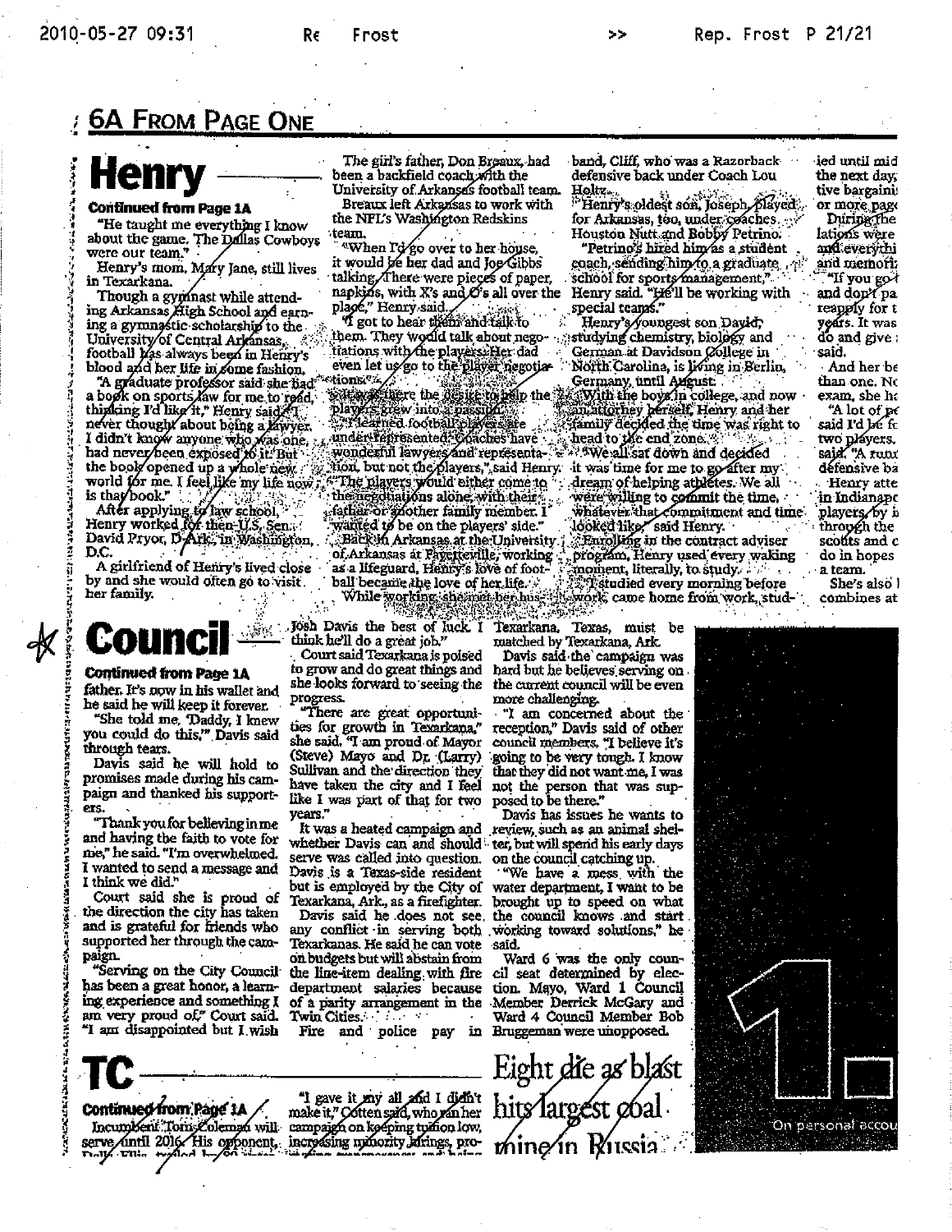## 6A From Page One

# Henry

**Continued from Page 1A**

"He taught me everything I know about the game. The Dallas Cowboys were our team."

Henry's mom, Mary Jane, still lives in Texarkana.

Though a gymnast while attending Arkansas High School and earning a gymnastic scholarship to the University of Central Arkansas, football has always been in Henry's blood and her life in some fashion.

"A graduate professor said she had a book on sports law for me to read, thinking I'd like it," Henry said. "I never thought about being a lawyer. I didn't know anyone who was one, had never been exposed to it. But the book opened up a whole new world for me. I feel like my life now is that book."

After applying to law school, Henry worked for then-U.S. Sen. David Pryor, D-Ark., in Washington, D.C.

A girlfriend of Henry's lived close by and she would often go to visit her family.

The girl's father, Don Breaux, had been a backfield coach with the University of Arkansas football team.

Breaux left Arkansas to work with the NFL's Washington Redskins team.

"When I'd go over to her house, it would be her dad and Joe Gibbs talking. There were pieces of paper, napkins, with X's and O's all over the place," Henry said.

"I got to hear them and talk to them. They would talk about negotiations with the players. Her dad even let us go to the player negotiations."

It was there the desire to help the players grew into a passion.

"I learned football players are under-represented. Coaches have wonderful lawyers and representation, but not the players," said Henry. "The players would either come to the negotiations alone, with their father or another family member. I wanted to be on the players' side."

Back in Arkansas at the University of Arkansas at Fayetteville, working as a lifeguard, Henry's love of football became the love of her life.

While working, she met her husband, Cliff, who was a Razorback defensive back under Coach Lou Holtz.

Henry's oldest son, Joseph, played for Arkansas, too, under coaches Houston Nutt and Bobby Petrino.

"Petrino's hired him as a student coach, sending him to a graduate school for sports management," Henry said. "He'll be working with special teams."

Henry's youngest son David, studying chemistry, biology and German at Davidson College in North Carolina, is living in Berlin, Germany, until August.

With the boys in college, and now an attorney herself, Henry and her family decided the time was right to head to the end zone.

"We all sat down and decided it was time for me to go after my dream of helping athletes. We all were willing to commit the time, whatever that commitment and time looked like," said Henry.

Enrolling in the contract adviser program, Henry used every waking moment, literally, to study.

"I studied every morning before work, came home from work, stud-

ied until mid... the next day... tive bargaini... or more page...

During the... lations were... and everythi... and memori...

"If you go... and don't pa... reapply for t... years. It was... do and give... said.

And her be... than one. No... exam, she ha...

"A lot of pe... said I'd be fo... two players,... said. "A runn... defensive ba...

Henry atte... in Indianapo... players, by h... through the... scouts and c... do in hopes... a team.

She's also l... combines at...

# Council

**Continued from Page 1A**

father. It's now in his wallet and he said he will keep it forever.

"She told me, 'Daddy, I knew you could do this,'" Davis said through tears.

Davis said he will hold to promises made during his campaign and thanked his supporters.

"Thank you for believing in me and having the faith to vote for me," he said. "I'm overwhelmed. I wanted to send a message and I think we did."

Court said she is proud of the direction the city has taken and is grateful for friends who supported her through the campaign.

"Serving on the City Council has been a great honor, a learning experience and something I am very proud of," Court said. "I am disappointed but I wish Josh Davis the best of luck. I think he'll do a great job."

Court said Texarkana is poised to grow and do great things and she looks forward to seeing the progress.

"There are great opportunities for growth in Texarkana," she said. "I am proud of Mayor (Steve) Mayo and Dr. (Larry) Sullivan and the direction they have taken the city and I feel like I was part of that for two years."

It was a heated campaign and whether Davis can and should serve was called into question. Davis is a Texas-side resident but is employed by the City of Texarkana, Ark., as a firefighter.

Davis said he does not see any conflict in serving both Texarkanas. He said he can vote on budgets but will abstain from the line-item dealing with fire department salaries because of a parity arrangement in the Twin Cities.

Fire and police pay in Texarkana, Texas, must be matched by Texarkana, Ark.

Davis said the campaign was hard but he believes serving on the current council will be even more challenging.

"I am concerned about the reception," Davis said of other council members. "I believe it's going to be very tough. I know that they did not want me, I was not the person that was supposed to be there."

Davis has issues he wants to review, such as an animal shelter, but will spend his early days on the council catching up.

"We have a mess with the water department, I want to be brought up to speed on what the council knows and start working toward solutions," he said.

Ward 6 was the only council seat determined by election. Mayo, Ward 1 Council Member Derrick McGary and Ward 4 Council Member Bob Bruggeman were unopposed.

# TC

**Continued from Page 1A**

Incumbent Tom Coleman will serve until 2016. His opponent, Dolly Ellis, trailed by 90 votes...

"I gave it my all and I didn't make it," Cotten said, who ran her campaign on keeping tuition low, increasing minority hirings, pro-...

## Eight die as blast hits largest coal mine in Russia

1.

On personal accou...